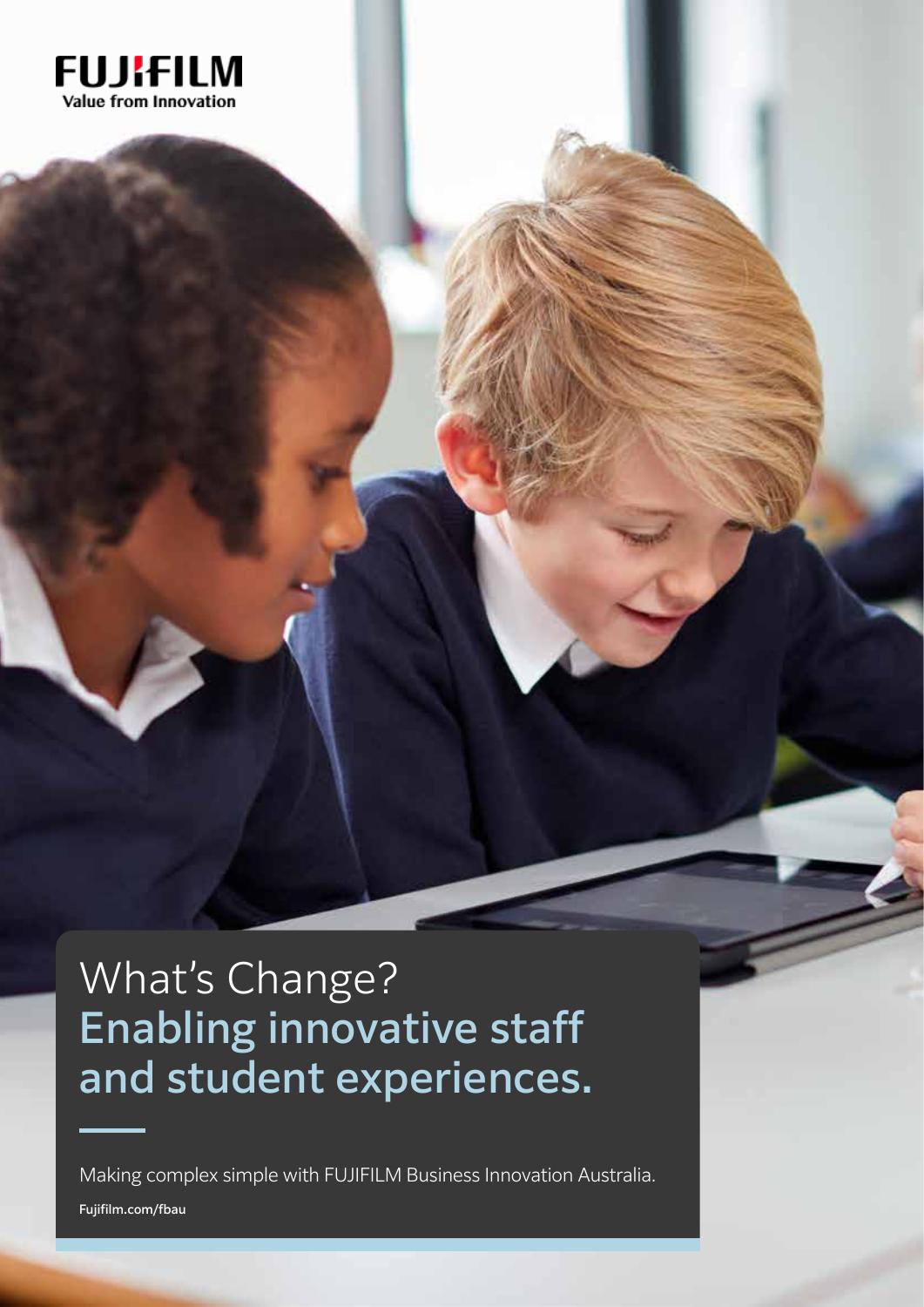FUJIFILM
Value from Innovation

# What's Change?
## Enabling innovative staff and student experiences.

Making complex simple with FUJIFILM Business Innovation Australia.

Fujifilm.com/fbau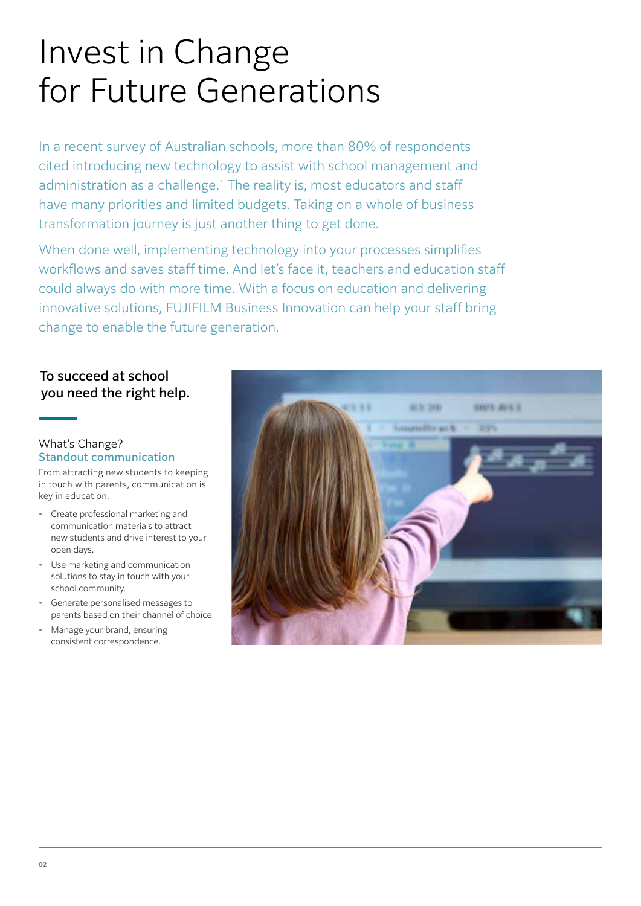# Invest in Change for Future Generations

In a recent survey of Australian schools, more than 80% of respondents cited introducing new technology to assist with school management and administration as a challenge.[1] The reality is, most educators and staff have many priorities and limited budgets. Taking on a whole of business transformation journey is just another thing to get done.

When done well, implementing technology into your processes simplifies workflows and saves staff time. And let's face it, teachers and education staff could always do with more time. With a focus on education and delivering innovative solutions, FUJIFILM Business Innovation can help your staff bring change to enable the future generation.

**To succeed at school you need the right help.**

What's Change?

### Standout communication

From attracting new students to keeping in touch with parents, communication is key in education.

- Create professional marketing and communication materials to attract new students and drive interest to your open days.
- Use marketing and communication solutions to stay in touch with your school community.
- Generate personalised messages to parents based on their channel of choice.
- Manage your brand, ensuring consistent correspondence.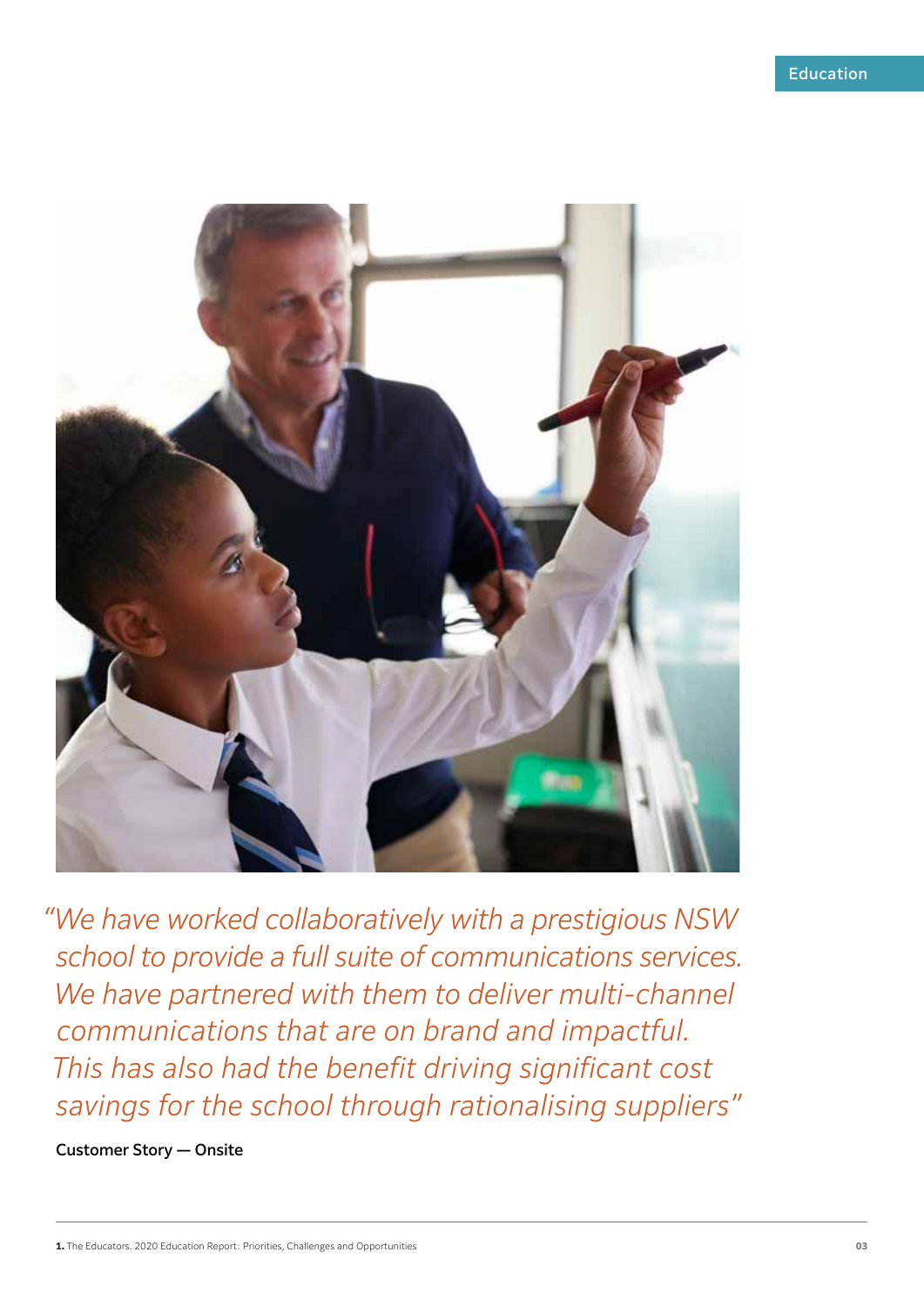*"We have worked collaboratively with a prestigious NSW school to provide a full suite of communications services. We have partnered with them to deliver multi-channel communications that are on brand and impactful. This has also had the benefit driving significant cost savings for the school through rationalising suppliers"*

**Customer Story — Onsite**

**1.** The Educators. 2020 Education Report: Priorities, Challenges and Opportunities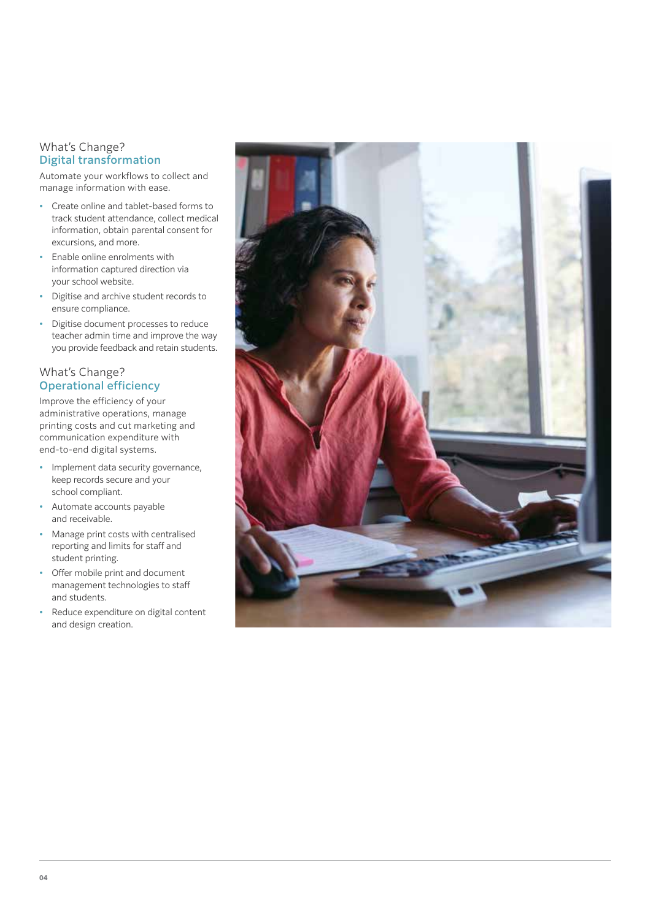## What's Change? Digital transformation

Automate your workflows to collect and manage information with ease.

- Create online and tablet-based forms to track student attendance, collect medical information, obtain parental consent for excursions, and more.
- Enable online enrolments with information captured direction via your school website.
- Digitise and archive student records to ensure compliance.
- Digitise document processes to reduce teacher admin time and improve the way you provide feedback and retain students.

## What's Change? Operational efficiency

Improve the efficiency of your administrative operations, manage printing costs and cut marketing and communication expenditure with end-to-end digital systems.

- Implement data security governance, keep records secure and your school compliant.
- Automate accounts payable and receivable.
- Manage print costs with centralised reporting and limits for staff and student printing.
- Offer mobile print and document management technologies to staff and students.
- Reduce expenditure on digital content and design creation.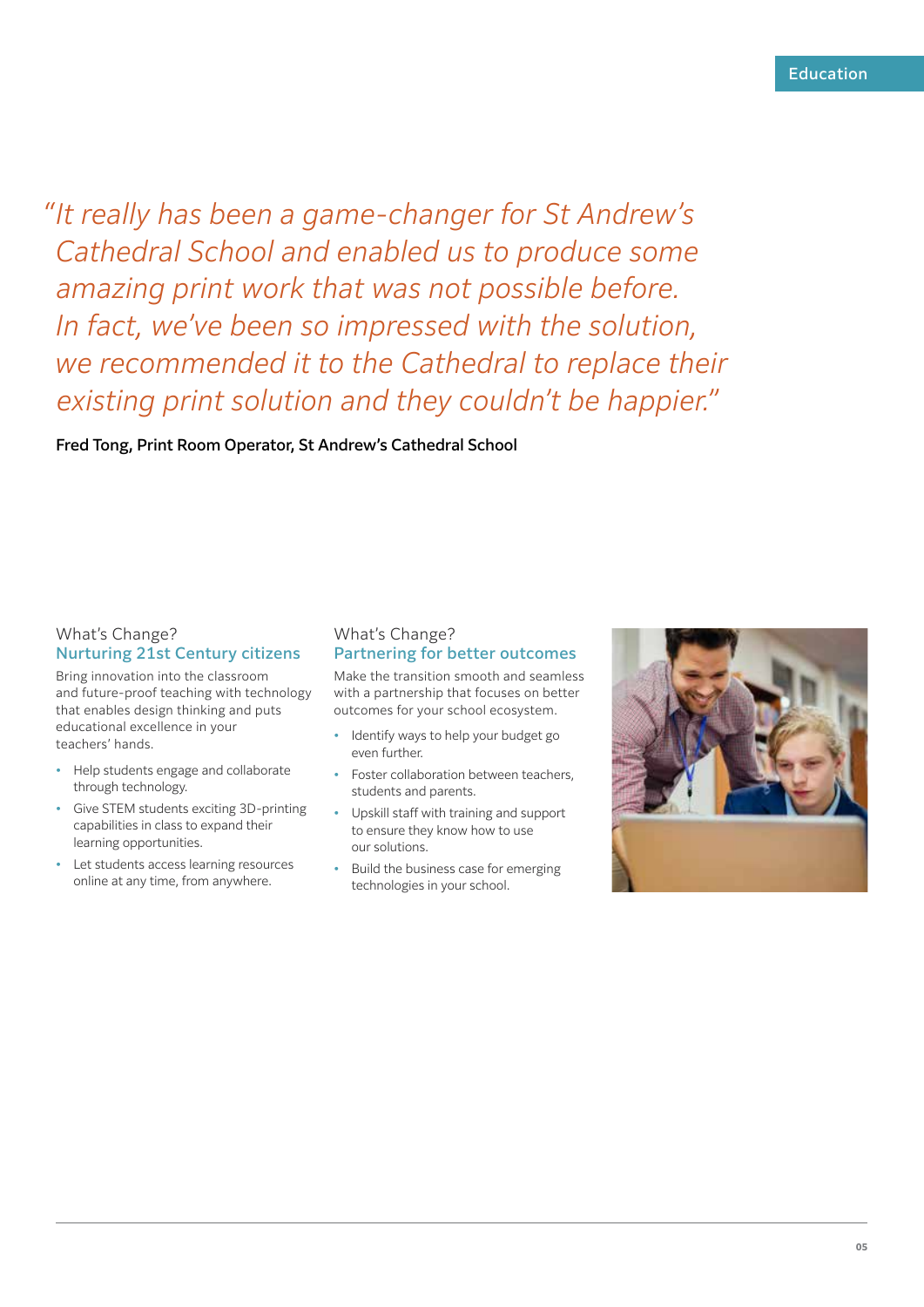*"It really has been a game-changer for St Andrew's Cathedral School and enabled us to produce some amazing print work that was not possible before. In fact, we've been so impressed with the solution, we recommended it to the Cathedral to replace their existing print solution and they couldn't be happier."*

**Fred Tong, Print Room Operator, St Andrew's Cathedral School**

What's Change?

## Nurturing 21st Century citizens

Bring innovation into the classroom and future-proof teaching with technology that enables design thinking and puts educational excellence in your teachers' hands.

- Help students engage and collaborate through technology.
- Give STEM students exciting 3D-printing capabilities in class to expand their learning opportunities.
- Let students access learning resources online at any time, from anywhere.

What's Change?

## Partnering for better outcomes

Make the transition smooth and seamless with a partnership that focuses on better outcomes for your school ecosystem.

- Identify ways to help your budget go even further.
- Foster collaboration between teachers, students and parents.
- Upskill staff with training and support to ensure they know how to use our solutions.
- Build the business case for emerging technologies in your school.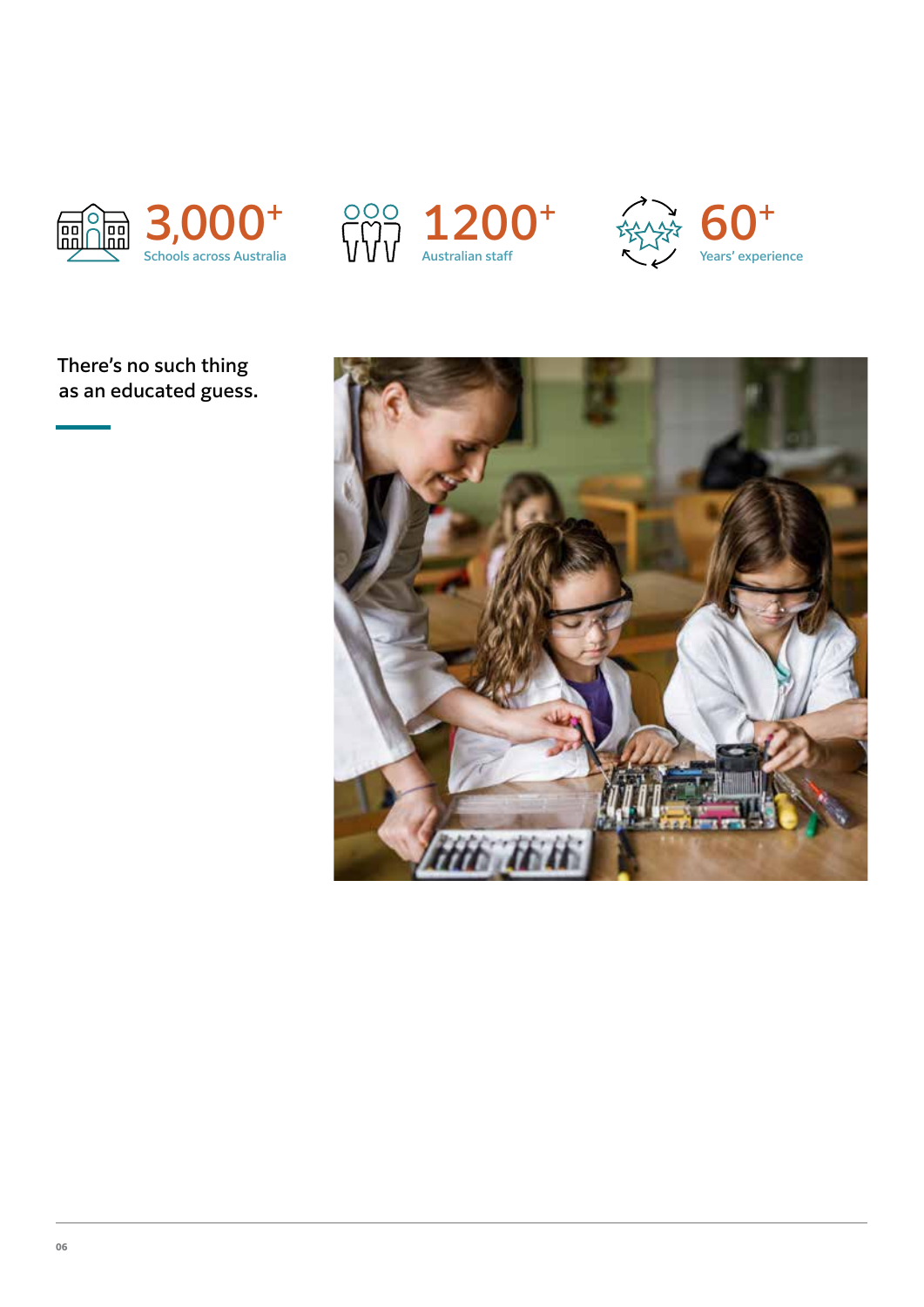**3,000+** Schools across Australia

**1200+** Australian staff

**60+** Years' experience

There's no such thing as an educated guess.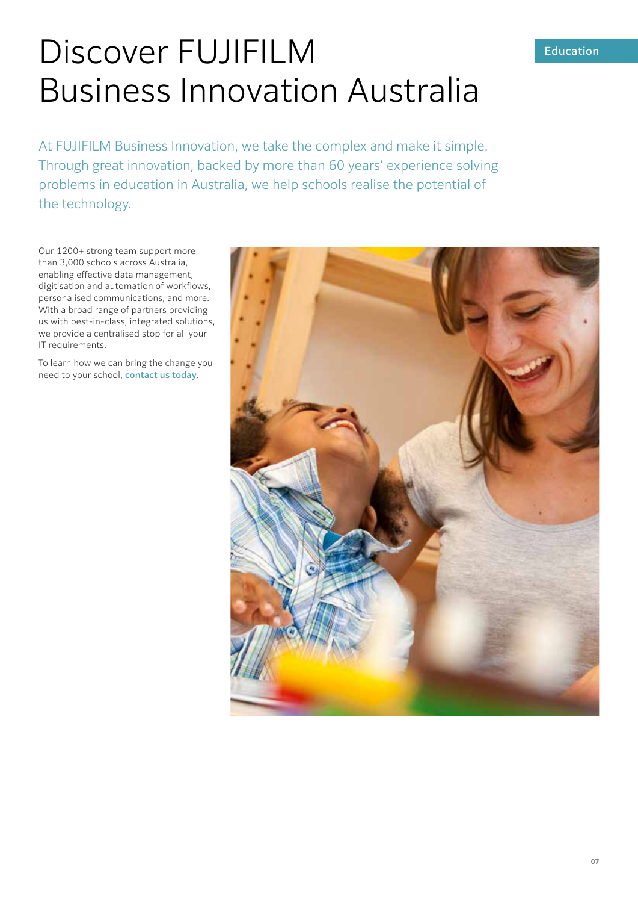# Discover FUJIFILM Business Innovation Australia

At FUJIFILM Business Innovation, we take the complex and make it simple. Through great innovation, backed by more than 60 years' experience solving problems in education in Australia, we help schools realise the potential of the technology.

Our 1200+ strong team support more than 3,000 schools across Australia, enabling effective data management, digitisation and automation of workflows, personalised communications, and more. With a broad range of partners providing us with best-in-class, integrated solutions, we provide a centralised stop for all your IT requirements.

To learn how we can bring the change you need to your school, **contact us today**.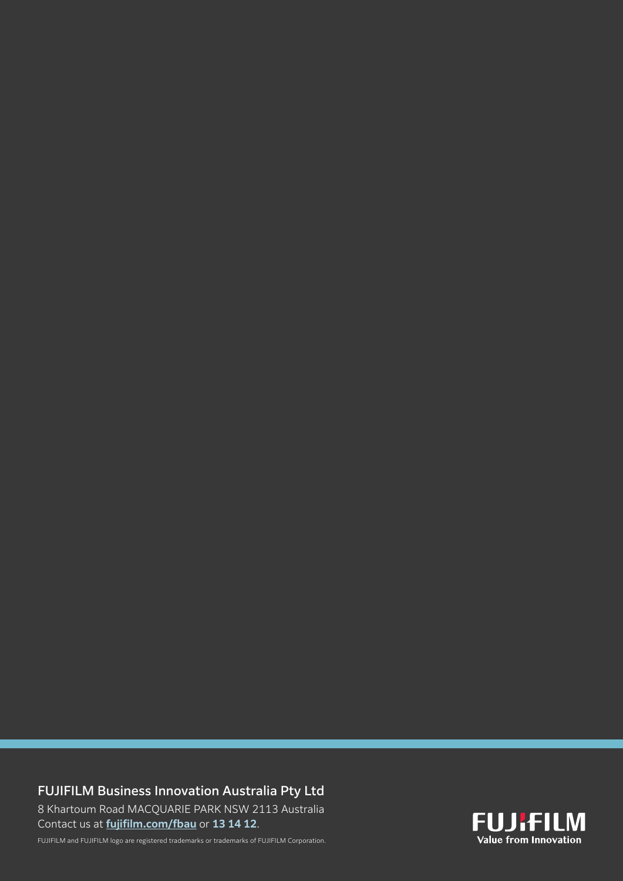**FUJIFILM Business Innovation Australia Pty Ltd**

8 Khartoum Road MACQUARIE PARK NSW 2113 Australia

Contact us at **fujifilm.com/fbau** or **13 14 12**.

FUJIFILM and FUJIFILM logo are registered trademarks or trademarks of FUJIFILM Corporation.

FUJIFILM

Value from Innovation